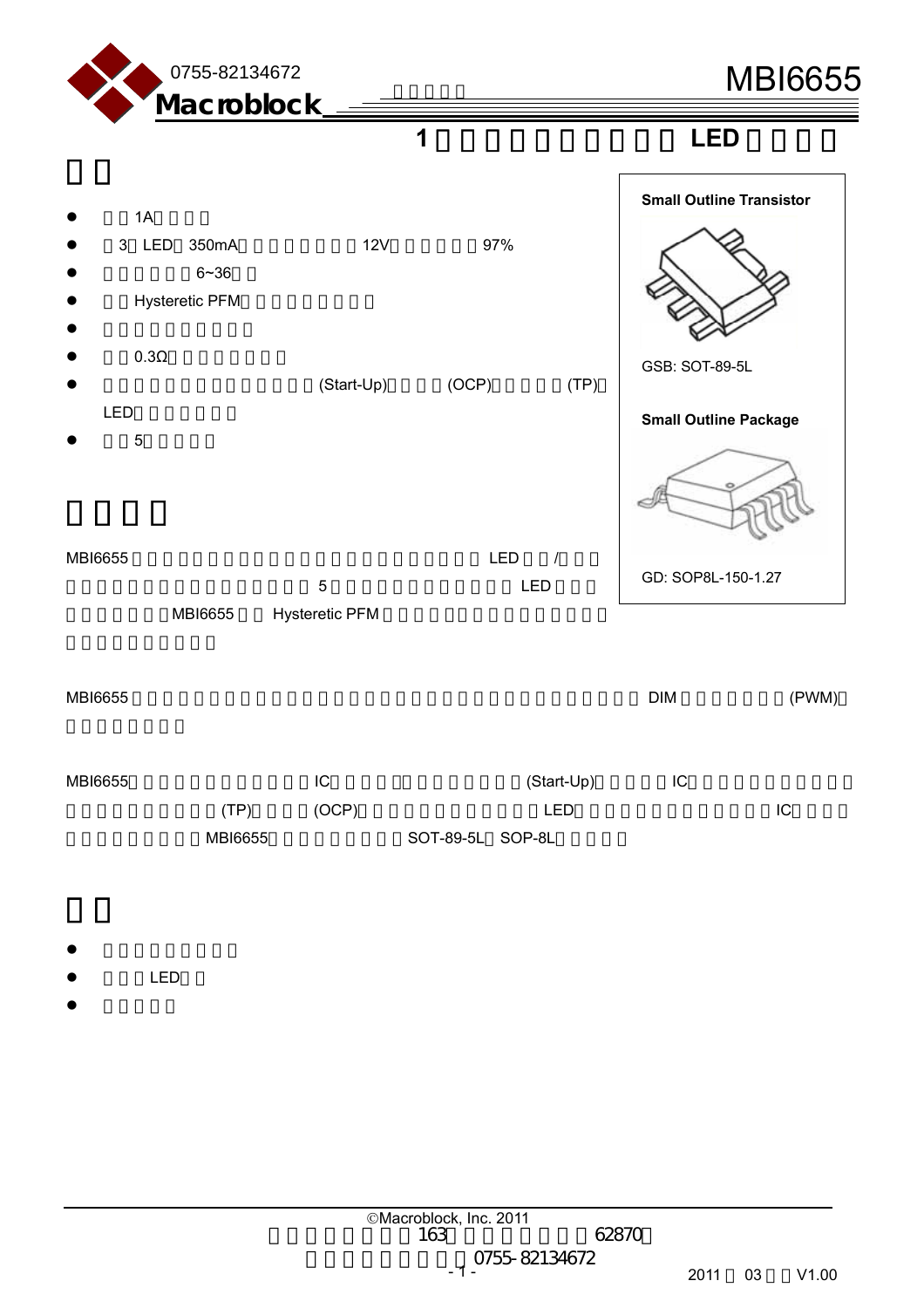# MBI6655

## 1 LED

## 

- 1A
- 3 LED 350mA 12V 97%
- 6~36
- Hysteretic PFM
- 
- 0.3Ω
- (Start-Up) (OCP) (TP) LED
- 5

**Small Outline Transistor**

GSB: SOT-89-5L

**Small Outline Package**

GD: SOP8L-150-1.27

## 

MBI6655 LED / 5 LED MBI6655 Hysteretic PFM

MBI6655 DIM (PWM)

MBI6655 IC (Start-Up) IC (TP) (OCP) LED IC MBI6655 SOT-89-5L SOP-8L

## 

- 
- LED
- 

©Macroblock, Inc. 2011

163 62870

0755-82134672

2011 03 V1.00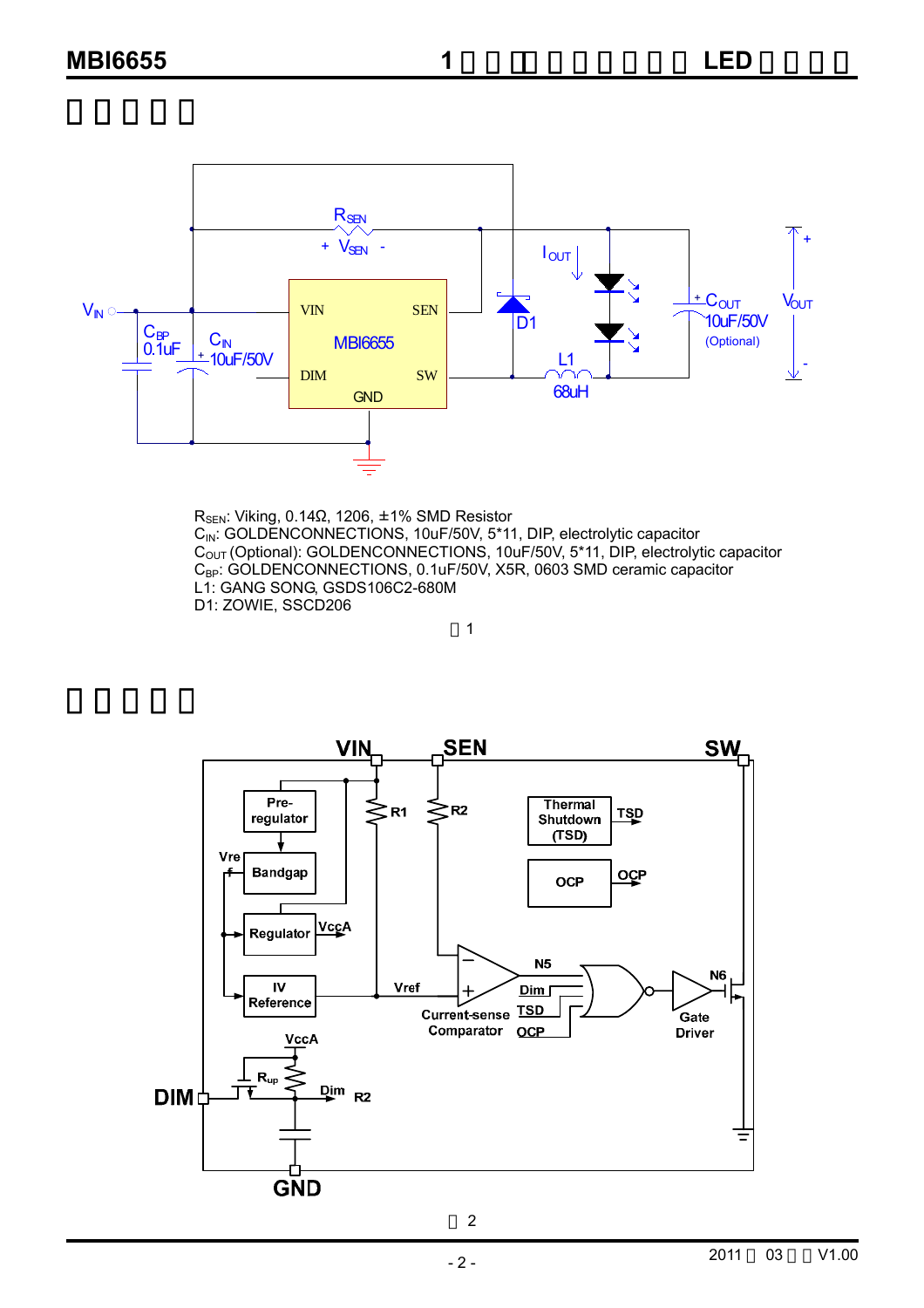# 典型应用电路

$R_{SEN}$: Viking, 0.14Ω, 1206, ±1% SMD Resistor
$C_{IN}$: GOLDENCONNECTIONS, 10uF/50V, 5*11, DIP, electrolytic capacitor
$C_{OUT}$ (Optional): GOLDENCONNECTIONS, 10uF/50V, 5*11, DIP, electrolytic capacitor
$C_{BP}$: GOLDENCONNECTIONS, 0.1uF/50V, X5R, 0603 SMD ceramic capacitor
L1: GANG SONG, GSDS106C2-680M
D1: ZOWIE, SSCD206

图 1

# 功能方块图

图 2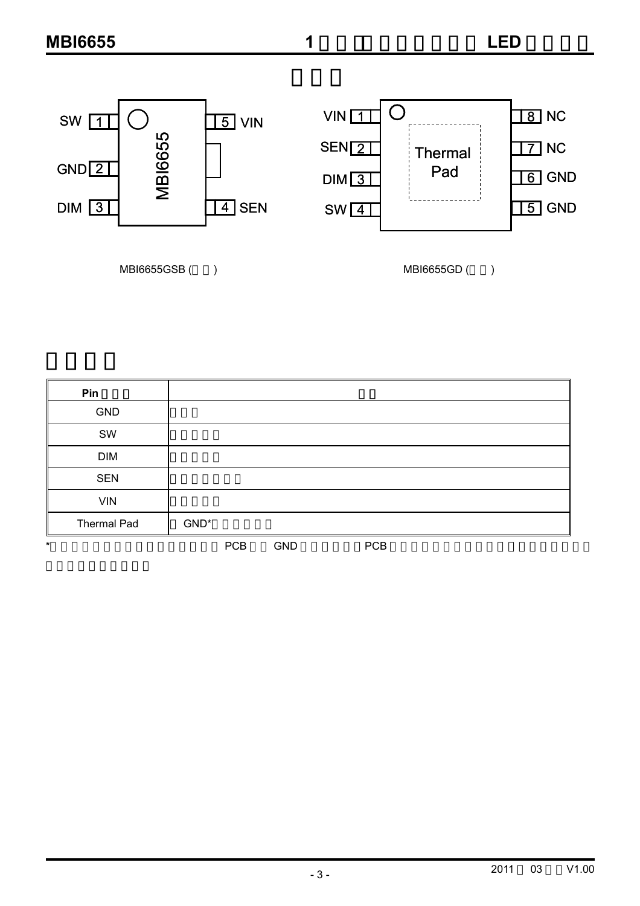## 腳位圖

SW 1 | GND 2 | DIM 3 | 4 SEN | 5 VIN (MBI6655)

MBI6655GSB (頂視)

VIN 1 | SEN 2 | DIM 3 | SW 4 | 5 GND | 6 GND | 7 NC | 8 NC (Thermal Pad)

MBI6655GD (頂視)

## 腳位說明

| Pin 腳位名 | 功能 |
|---|---|
| GND | 接地端 |
| SW | 開關輸出端 |
| DIM | 調光控制端 |
| SEN | 電流感測輸入端 |
| VIN | 電源輸入端 |
| Thermal Pad | 接 GND*散熱金屬片 |

*為了達到理想的散熱效果，散熱片需接 PCB 上的 GND 端，並將散熱片與PCB 上的大面積銅箔連接，以達到最佳的散熱效果，並降低工作時的溫度。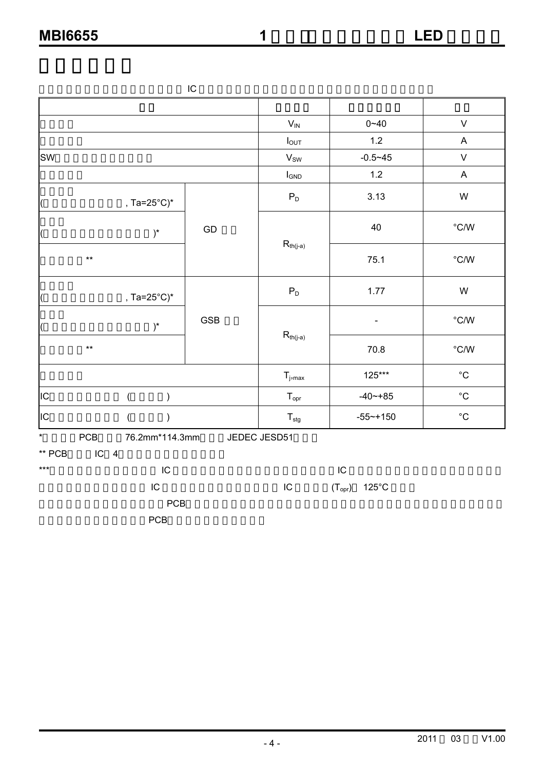IC

| | | | | |
|---|---|---|---|---|
| | | $V_{IN}$ | 0~40 | V |
| | | $I_{OUT}$ | 1.2 | A |
| SW | | $V_{SW}$ | -0.5~45 | V |
| | | $I_{GND}$ | 1.2 | A |
| ( , Ta=25°C)* | GD | $P_D$ | 3.13 | W |
| ( )* | | $R_{th(j-a)}$ | 40 | °C/W |
| ** | | | 75.1 | °C/W |
| ( , Ta=25°C)* | GSB | $P_D$ | 1.77 | W |
| ( )* | | $R_{th(j-a)}$ | - | °C/W |
| ** | | | 70.8 | °C/W |
| | | $T_{j,max}$ | 125*** | °C |
| IC ( ) | | $T_{opr}$ | -40~+85 | °C |
| IC ( ) | | $T_{stg}$ | -55~+150 | °C |

* PCB 76.2mm*114.3mm JEDEC JESD51

** PCB IC 4

*** IC IC IC IC ($T_{opr}$) 125°C PCB PCB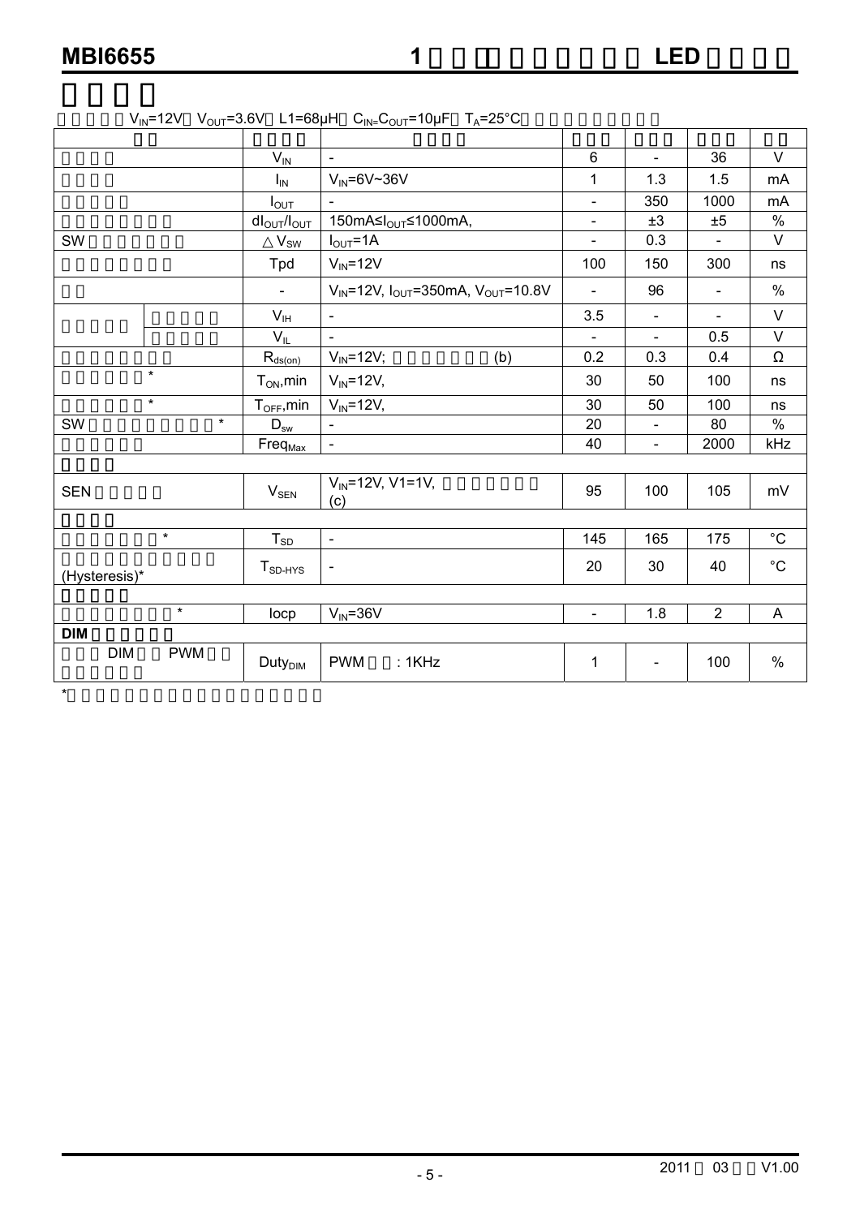| | | | | | | | |
|---|---|---|---|---|---|---|---|
| | | $V_{IN}$ | - | 6 | - | 36 | V |
| | | $I_{IN}$ | $V_{IN}$=6V~36V | 1 | 1.3 | 1.5 | mA |
| | | $I_{OUT}$ | - | - | 350 | 1000 | mA |
| | | $dI_{OUT}/I_{OUT}$ | 150mA≤$I_{OUT}$≤1000mA, | - | ±3 | ±5 | % |
| SW | | △$V_{SW}$ | $I_{OUT}$=1A | - | 0.3 | - | V |
| | | Tpd | $V_{IN}$=12V | 100 | 150 | 300 | ns |
| | | - | $V_{IN}$=12V, $I_{OUT}$=350mA, $V_{OUT}$=10.8V | - | 96 | - | % |
| | | $V_{IH}$ | - | 3.5 | - | - | V |
| | | $V_{IL}$ | - | - | - | 0.5 | V |
| | | $R_{ds(on)}$ | $V_{IN}$=12V; (b) | 0.2 | 0.3 | 0.4 | Ω |
| * | | $T_{ON}$,min | $V_{IN}$=12V, | 30 | 50 | 100 | ns |
| * | | $T_{OFF}$,min | $V_{IN}$=12V, | 30 | 50 | 100 | ns |
| SW * | | $D_{sw}$ | - | 20 | - | 80 | % |
| | | $Freq_{Max}$ | - | 40 | - | 2000 | kHz |
| SEN | | $V_{SEN}$ | $V_{IN}$=12V, V1=1V, (c) | 95 | 100 | 105 | mV |
| * | | $T_{SD}$ | - | 145 | 165 | 175 | °C |
| (Hysteresis)* | | $T_{SD\text{-}HYS}$ | - | 20 | 30 | 40 | °C |
| * | | Iocp | $V_{IN}$=36V | - | 1.8 | 2 | A |
| **DIM** | | | | | | | |
| DIM PWM | | $Duty_{DIM}$ | PWM : 1KHz | 1 | - | 100 | % |

*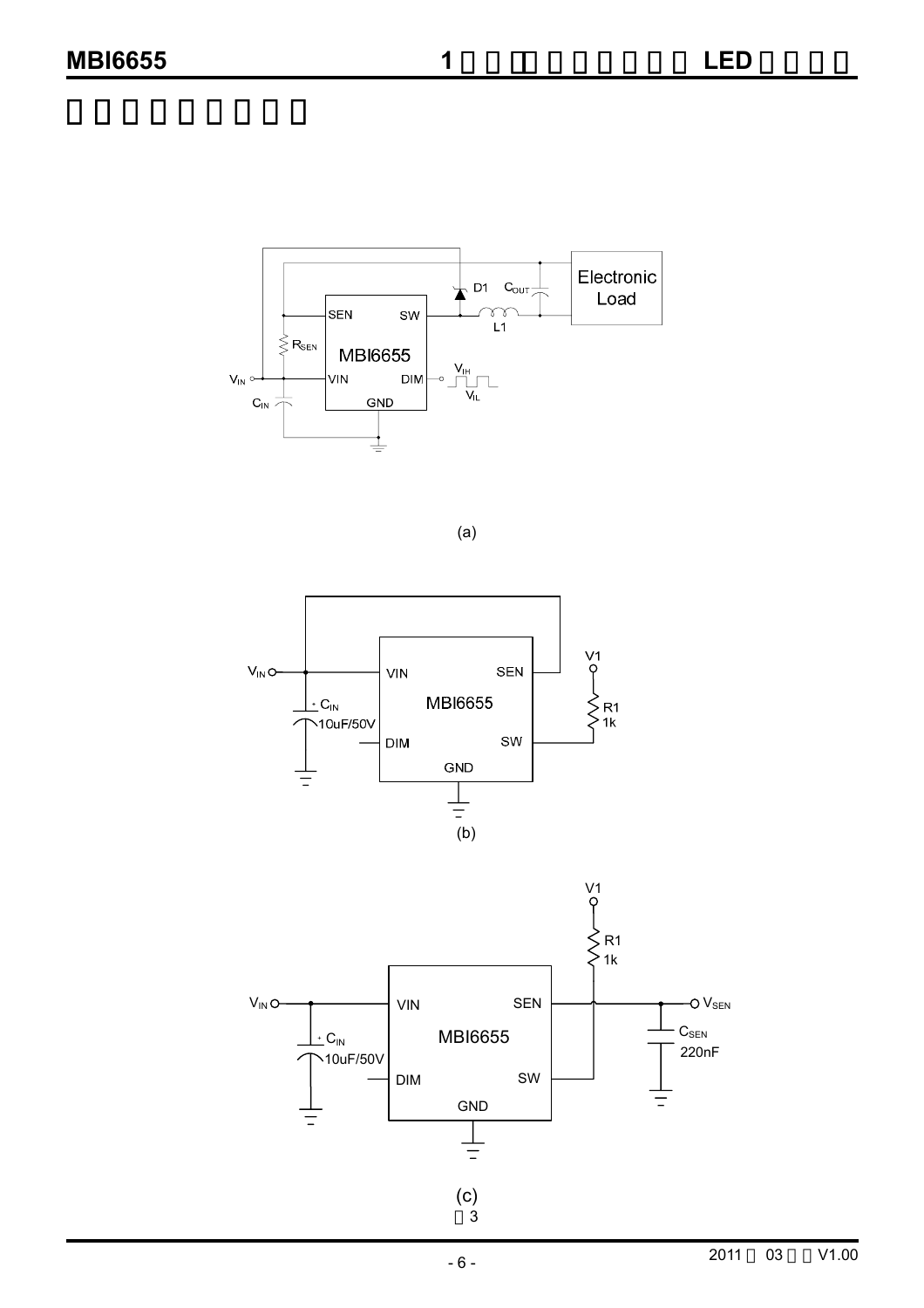# 測試電路（續上頁）

(a)

(b)

(c)

圖3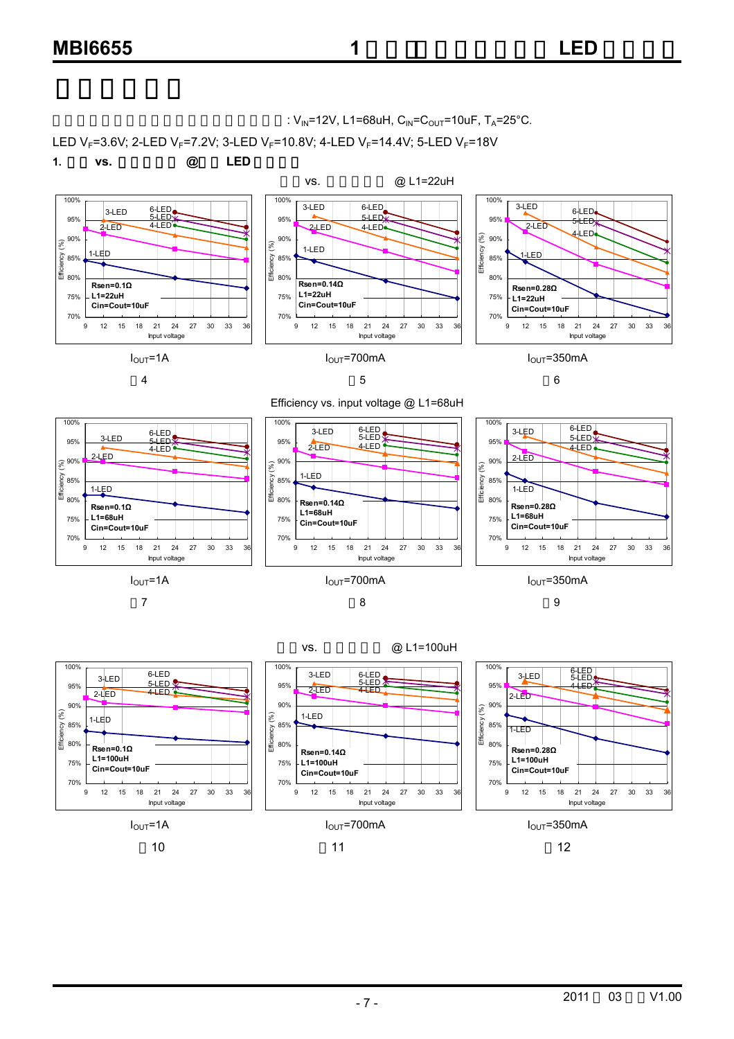# 典型应用特性

除非另有说明，以下测试条件适用于所有曲线: $V_{IN}$=12V, L1=68uH, $C_{IN}$=$C_{OUT}$=10uF, $T_A$=25°C.

LED $V_F$=3.6V; 2-LED $V_F$=7.2V; 3-LED $V_F$=10.8V; 4-LED $V_F$=14.4V; 5-LED $V_F$=18V

**1. 效率 vs. 输入电压 @不同 LED 串联数**

效率 vs. 输入电压 @ L1=22uH

$I_{OUT}$=1A

图 4

$I_{OUT}$=700mA

图 5

$I_{OUT}$=350mA

图 6

Efficiency vs. input voltage @ L1=68uH

$I_{OUT}$=1A

图 7

$I_{OUT}$=700mA

图 8

$I_{OUT}$=350mA

图 9

效率 vs. 输入电压 @ L1=100uH

$I_{OUT}$=1A

图 10

$I_{OUT}$=700mA

图 11

$I_{OUT}$=350mA

图 12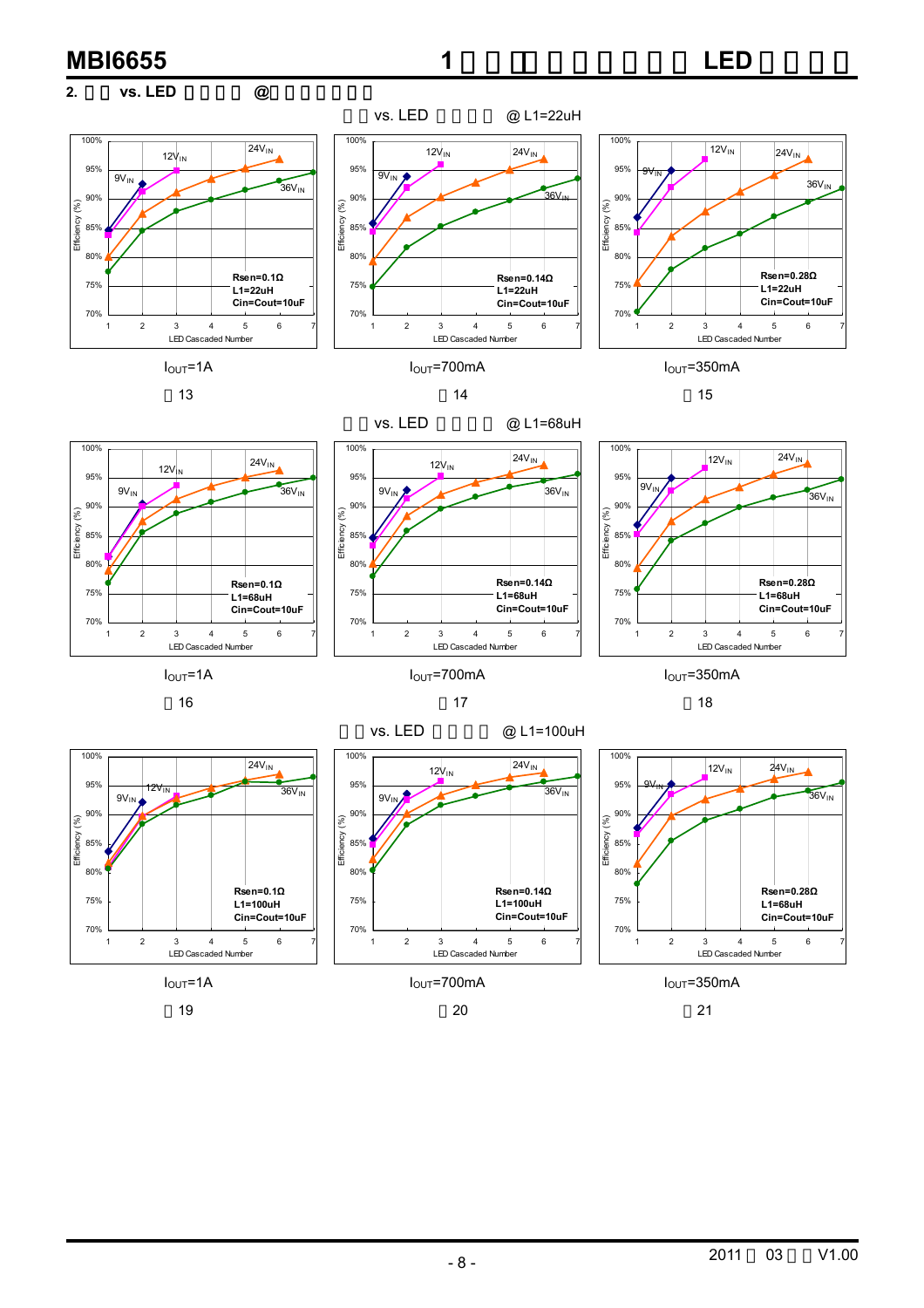**2.　　vs. LED　　　　　@**

vs. LED　　　　　@ L1=22uH

$I_{OUT}$=1A

13

$I_{OUT}$=700mA

14

$I_{OUT}$=350mA

15

vs. LED　　　　　@ L1=68uH

$I_{OUT}$=1A

16

$I_{OUT}$=700mA

17

$I_{OUT}$=350mA

18

vs. LED　　　　　@ L1=100uH

$I_{OUT}$=1A

19

$I_{OUT}$=700mA

20

$I_{OUT}$=350mA

21

2011　03　　V1.00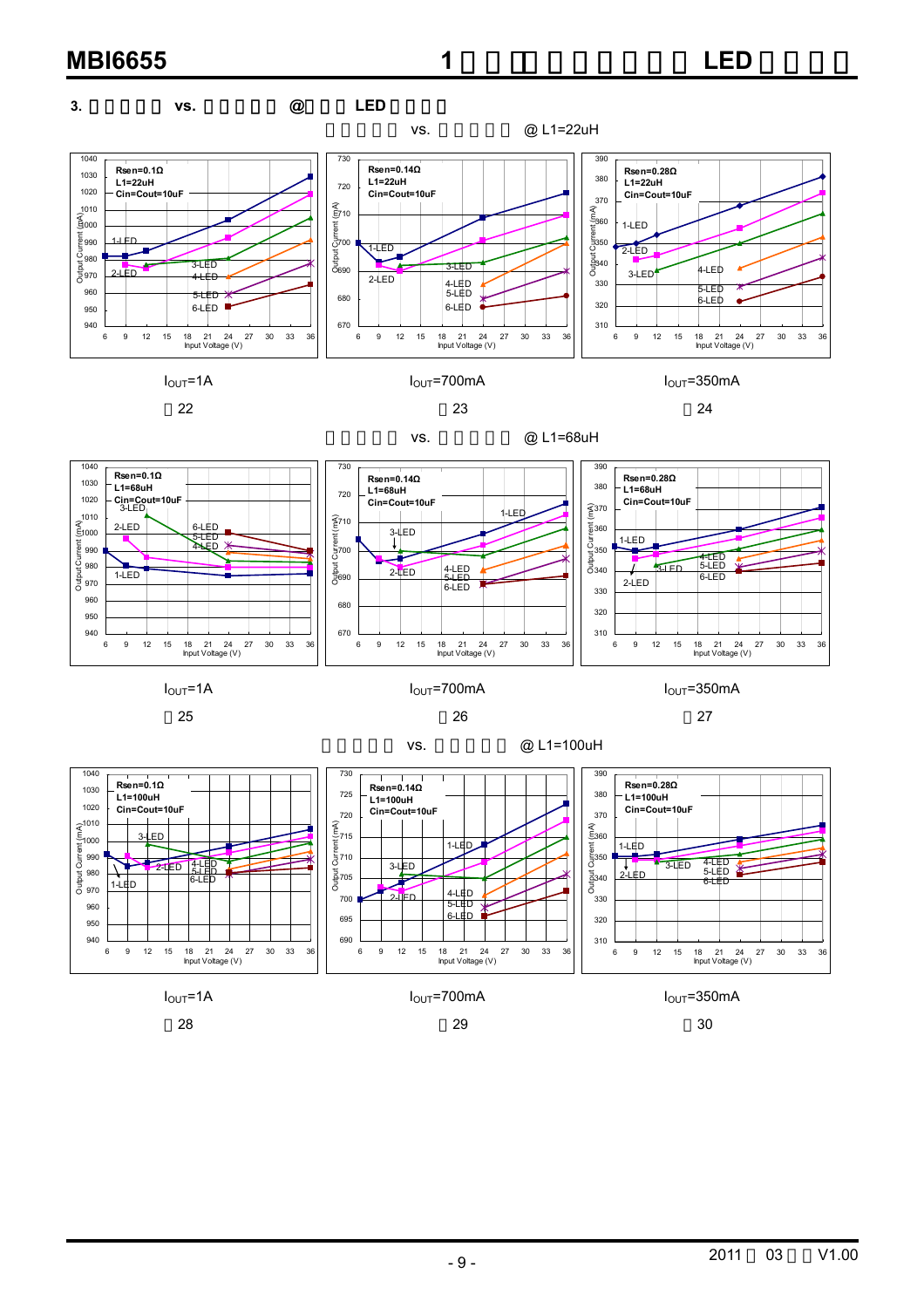### 3. 输出电流 vs. 输入电压 @ 不同 LED 串联颗数

输出电流 vs. 输入电压 @ L1=22uH

$I_{OUT}$=1A

图 22

$I_{OUT}$=700mA

图 23

$I_{OUT}$=350mA

图 24

输出电流 vs. 输入电压 @ L1=68uH

$I_{OUT}$=1A

图 25

$I_{OUT}$=700mA

图 26

$I_{OUT}$=350mA

图 27

输出电流 vs. 输入电压 @ L1=100uH

$I_{OUT}$=1A

图 28

$I_{OUT}$=700mA

图 29

$I_{OUT}$=350mA

图 30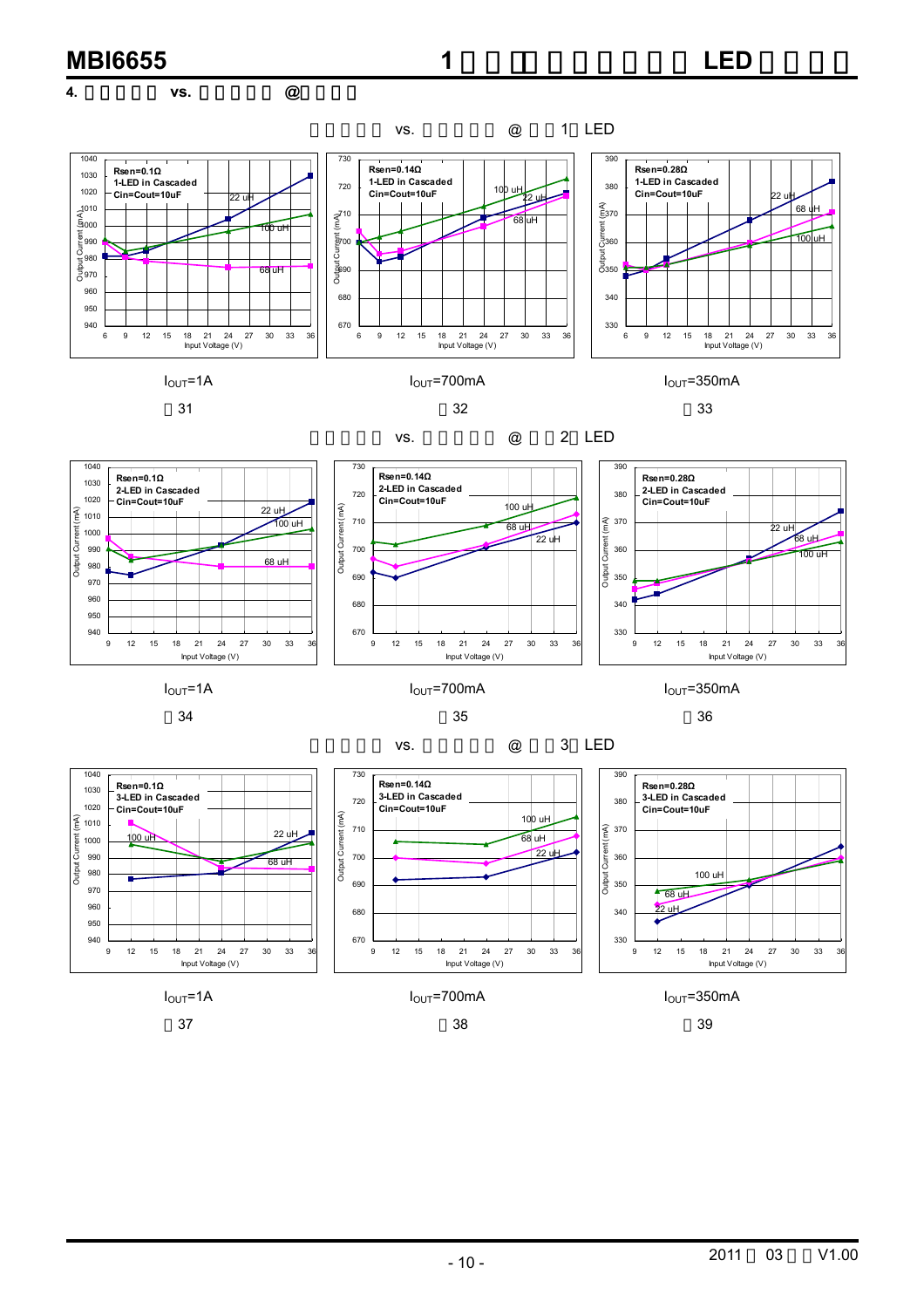## 4. 输出电流 vs. 输入电压 @不同电感

输出电流 vs. 输入电压 @ 串联1颗 LED

Rsen=0.1Ω
1-LED in Cascaded
Cin=Cout=10uF

Rsen=0.14Ω
1-LED in Cascaded
Cin=Cout=10uF

Rsen=0.28Ω
1-LED in Cascaded
Cin=Cout=10uF

$I_{OUT}$=1A　　$I_{OUT}$=700mA　　$I_{OUT}$=350mA

图31　　图32　　图33

输出电流 vs. 输入电压 @ 串联2颗 LED

Rsen=0.1Ω
2-LED in Cascaded
Cin=Cout=10uF

Rsen=0.14Ω
2-LED in Cascaded
Cin=Cout=10uF

Rsen=0.28Ω
2-LED in Cascaded
Cin=Cout=10uF

$I_{OUT}$=1A　　$I_{OUT}$=700mA　　$I_{OUT}$=350mA

图34　　图35　　图36

输出电流 vs. 输入电压 @ 串联3颗 LED

Rsen=0.1Ω
3-LED in Cascaded
Cin=Cout=10uF

Rsen=0.14Ω
3-LED in Cascaded
Cin=Cout=10uF

Rsen=0.28Ω
3-LED in Cascaded
Cin=Cout=10uF

$I_{OUT}$=1A　　$I_{OUT}$=700mA　　$I_{OUT}$=350mA

图37　　图38　　图39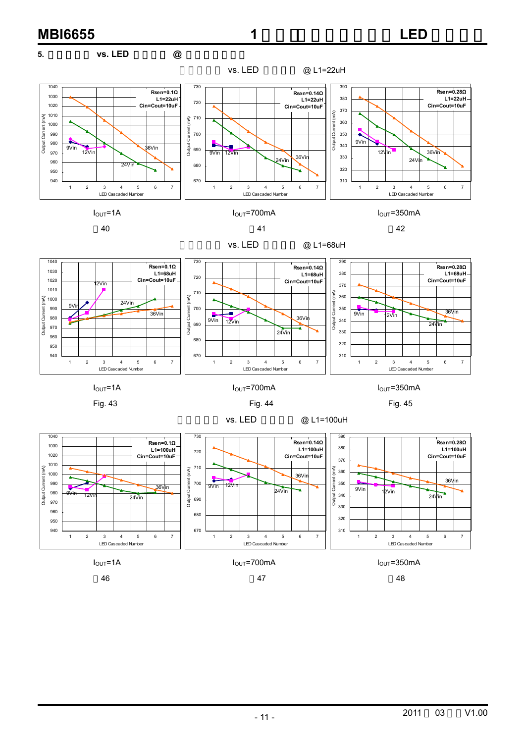### 5. vs. LED @

vs. LED @ L1=22uH

$I_{OUT}$=1A

40

$I_{OUT}$=700mA

41

$I_{OUT}$=350mA

42

vs. LED @ L1=68uH

$I_{OUT}$=1A

Fig. 43

$I_{OUT}$=700mA

Fig. 44

$I_{OUT}$=350mA

Fig. 45

vs. LED @ L1=100uH

$I_{OUT}$=1A

46

$I_{OUT}$=700mA

47

$I_{OUT}$=350mA

48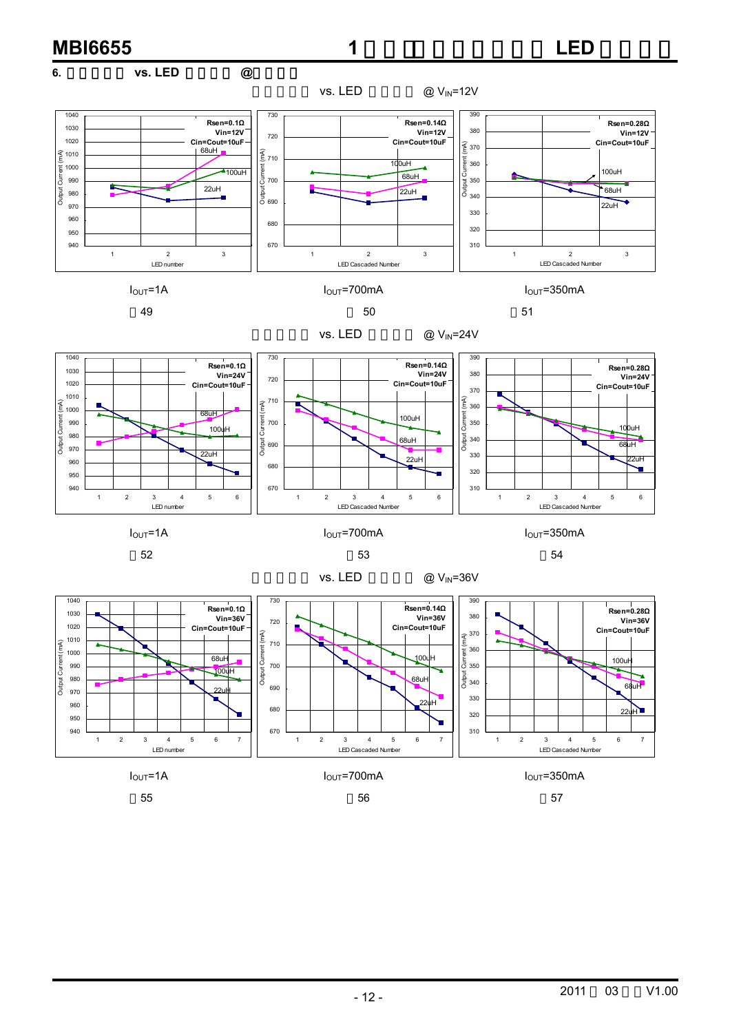### 6. vs. LED @

vs. LED @ $V_{IN}$=12V

$I_{OUT}$=1A

49

$I_{OUT}$=700mA

50

$I_{OUT}$=350mA

51

vs. LED @ $V_{IN}$=24V

$I_{OUT}$=1A

52

$I_{OUT}$=700mA

53

$I_{OUT}$=350mA

54

vs. LED @ $V_{IN}$=36V

$I_{OUT}$=1A

55

$I_{OUT}$=700mA

56

$I_{OUT}$=350mA

57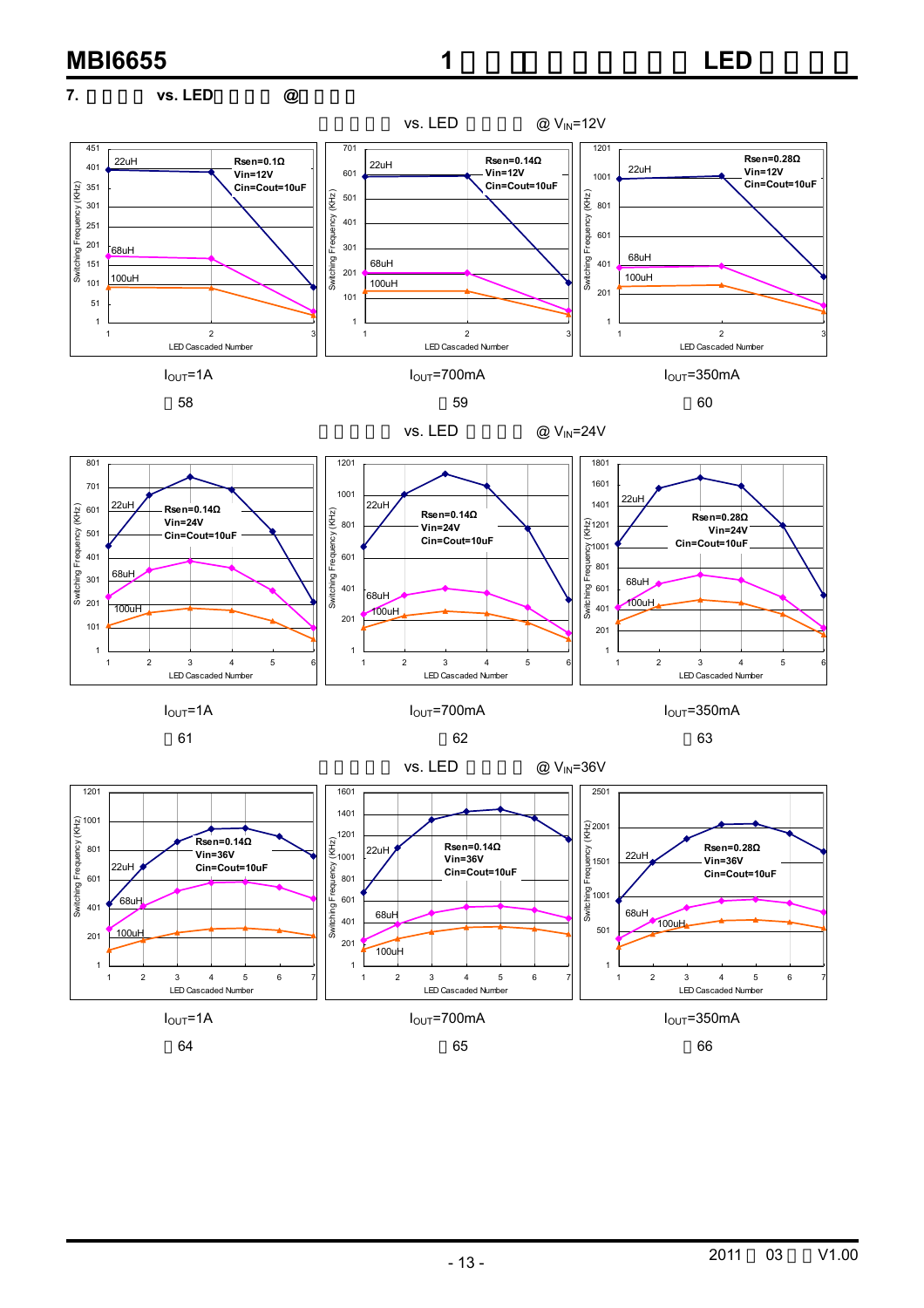## 7. 　　　　vs. LED　　　　@　　　　

　　　　　vs. LED　　　　@ $V_{IN}$=12V

$I_{OUT}$=1A

　58

$I_{OUT}$=700mA

　59

$I_{OUT}$=350mA

　60

　　　　　vs. LED　　　　@ $V_{IN}$=24V

$I_{OUT}$=1A

　61

$I_{OUT}$=700mA

　62

$I_{OUT}$=350mA

　63

　　　　　vs. LED　　　　@ $V_{IN}$=36V

$I_{OUT}$=1A

　64

$I_{OUT}$=700mA

　65

$I_{OUT}$=350mA

　66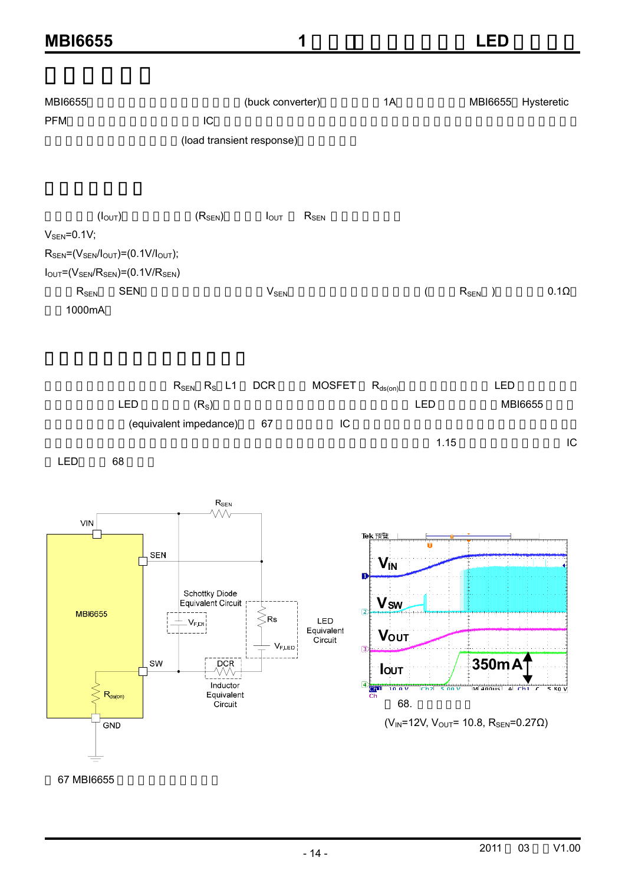MBI6655 (buck converter) 1A MBI6655 Hysteretic PFM IC (load transient response)

($I_{OUT}$) ($R_{SEN}$) $I_{OUT}$ $R_{SEN}$

$V_{SEN}$=0.1V;

$R_{SEN}$=($V_{SEN}$/$I_{OUT}$)=(0.1V/$I_{OUT}$);

$I_{OUT}$=($V_{SEN}$/$R_{SEN}$)=(0.1V/$R_{SEN}$)

$R_{SEN}$ SEN $V_{SEN}$ ( $R_{SEN}$ ) 0.1Ω 1000mA

$R_{SEN}$ $R_S$ L1 DCR MOSFET $R_{ds(on)}$ LED LED ($R_S$) LED MBI6655 (equivalent impedance) 67 IC 1.15 IC LED 68

67 MBI6655

68.

($V_{IN}$=12V, $V_{OUT}$= 10.8, $R_{SEN}$=0.27Ω)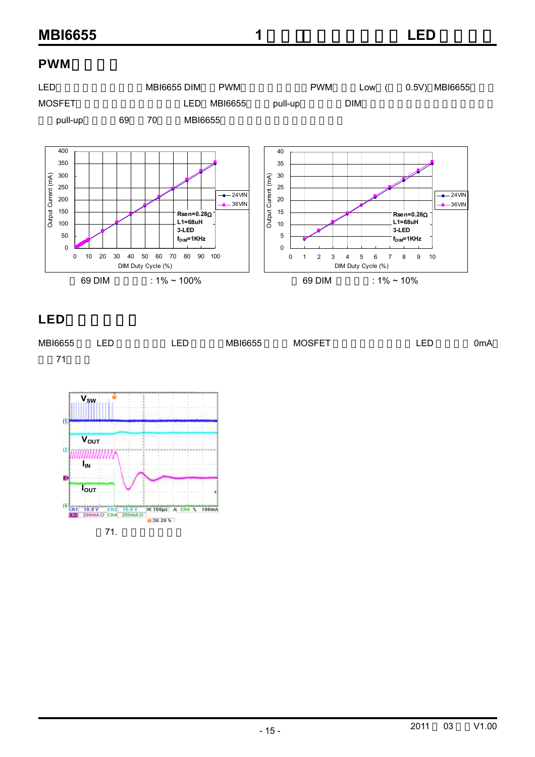## PWM

LED MBI6655 DIM PWM PWM Low ( 0.5V) MBI6655 MOSFET LED MBI6655 pull-up DIM pull-up 69 70 MBI6655

69 DIM : 1% ~ 100%

69 DIM : 1% ~ 10%

## LED

MBI6655 LED LED MBI6655 MOSFET LED 0mA 71

71.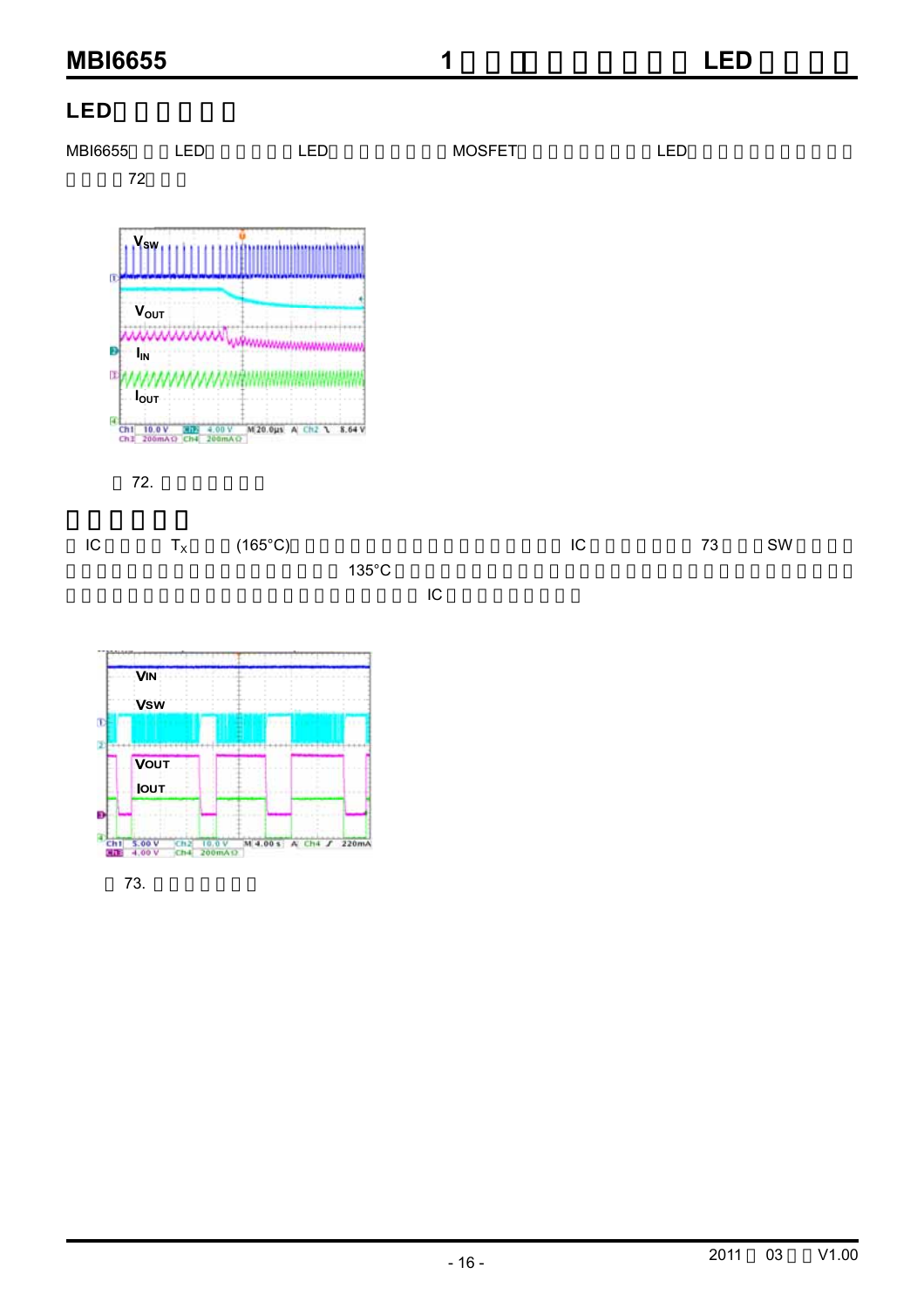## LED

MBI6655 LED LED MOSFET LED 72

72.

IC $T_X$ (165°C) IC 73 SW 135°C IC

73.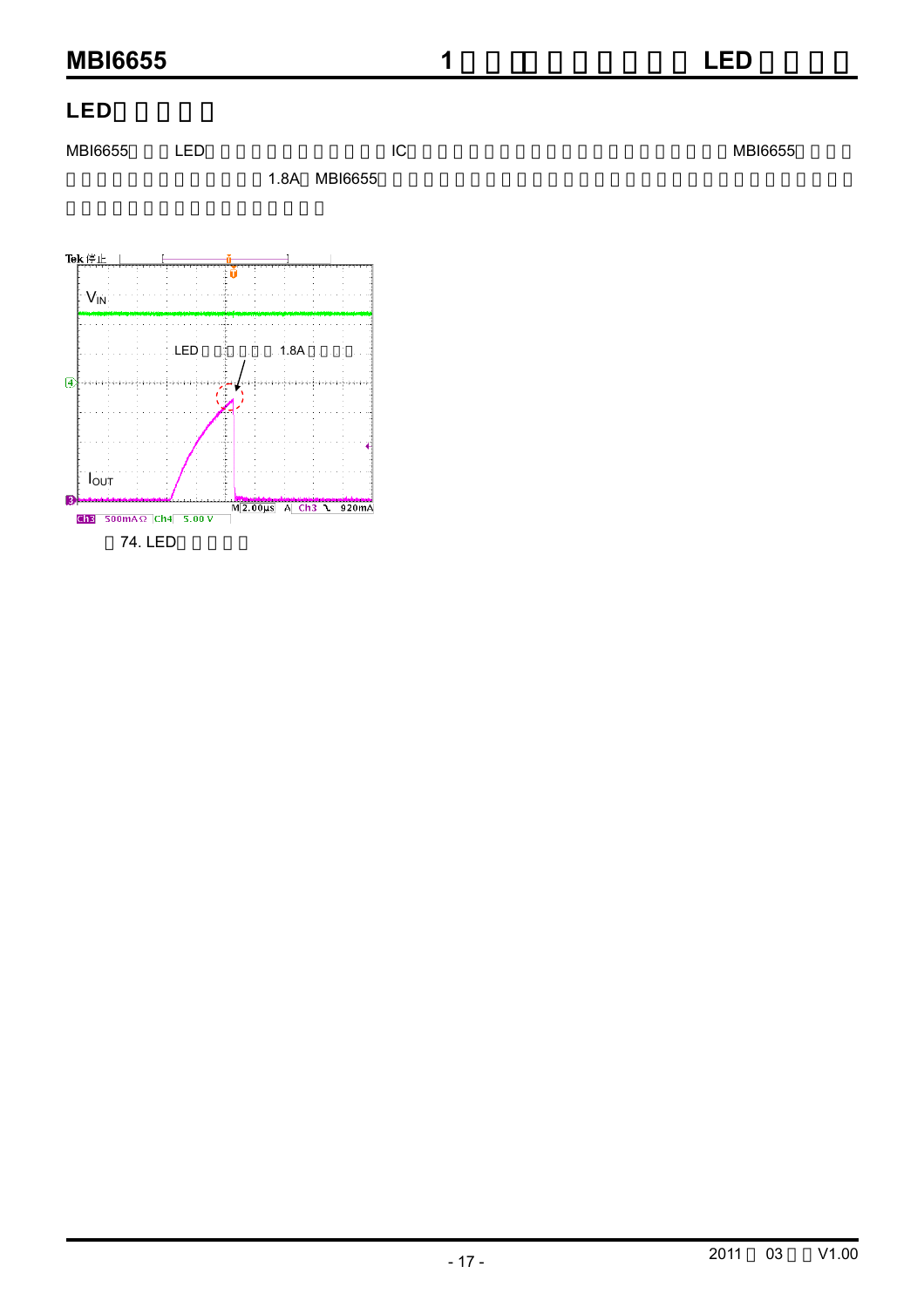## LED

MBI6655 LED IC MBI6655 1.8A MBI6655

74. LED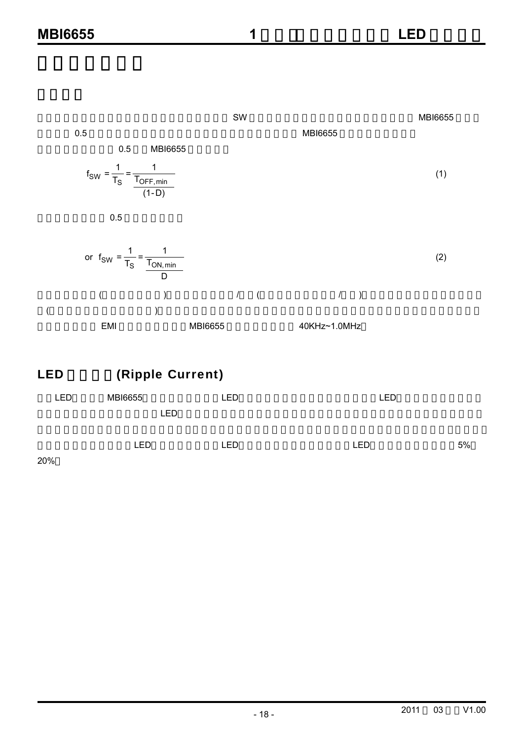SW MBI6655

0.5 MBI6655

0.5 MBI6655

$$f_{SW} = \frac{1}{T_S} = \frac{1}{\frac{T_{OFF,min}}{(1-D)}} \tag{1}$$

0.5

$$\text{or } f_{SW} = \frac{1}{T_S} = \frac{1}{\frac{T_{ON,min}}{D}} \tag{2}$$

( ) / ( / )

( )

EMI MBI6655 40KHz~1.0MHz

## LED (Ripple Current)

LED MBI6655 LED LED

LED

LED LED LED 5%

20%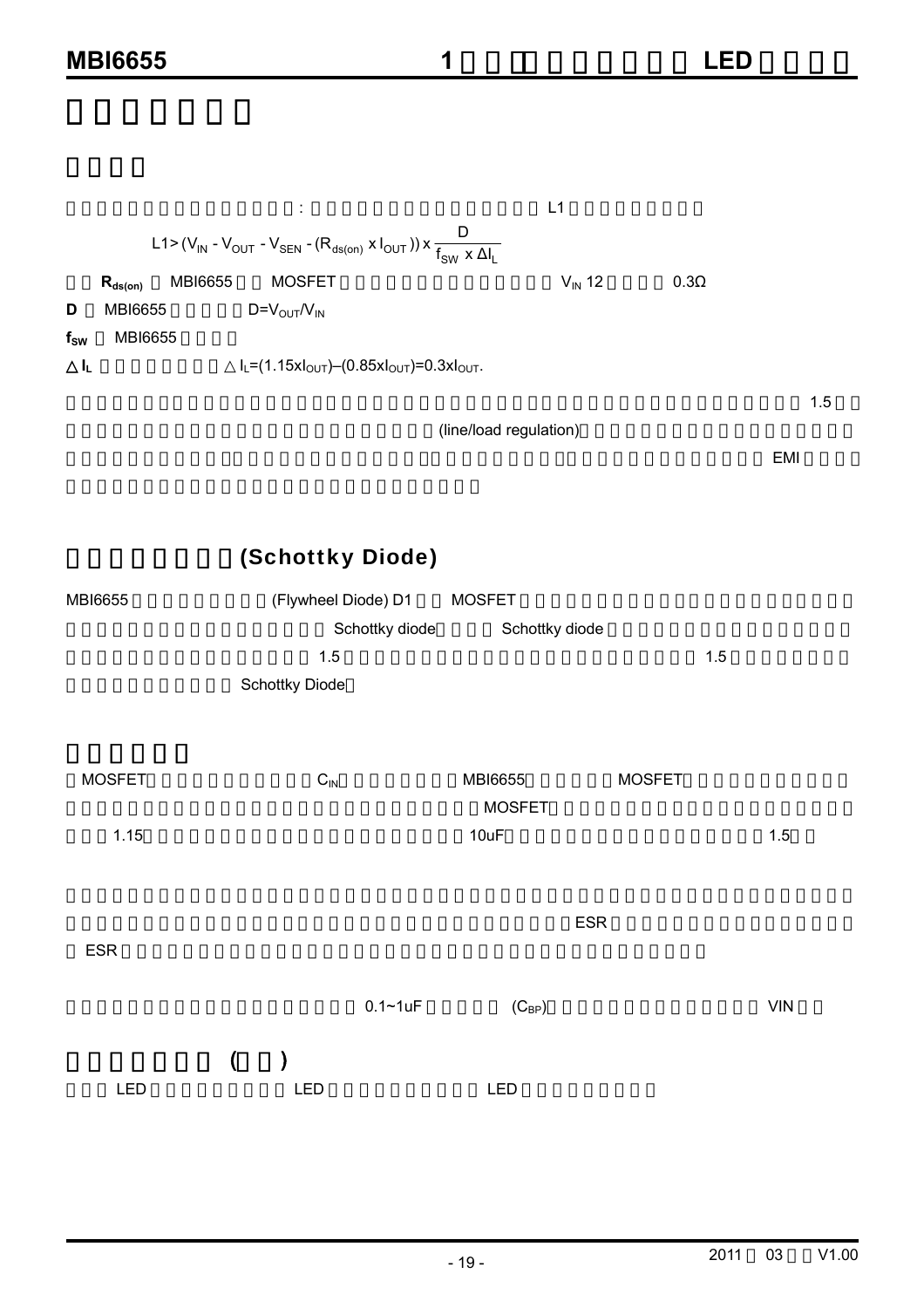:　L1

$$L1 > (V_{IN} - V_{OUT} - V_{SEN} - (R_{ds(on)} \times I_{OUT})) \times \frac{D}{f_{SW} \times \Delta I_L}$$

**$R_{ds(on)}$** MBI6655 MOSFET $V_{IN}$ 12 0.3Ω

**D** MBI6655 $D=V_{OUT}/V_{IN}$

**$f_{SW}$** MBI6655

**△$I_L$** △$I_L$=(1.15x$I_{OUT}$)–(0.85x$I_{OUT}$)=0.3x$I_{OUT}$.

1.5 (line/load regulation) EMI

## (Schottky Diode)

MBI6655 (Flywheel Diode) D1 MOSFET Schottky diode Schottky diode 1.5 1.5 Schottky Diode

## 

MOSFET $C_{IN}$ MBI6655 MOSFET MOSFET 1.15 10uF 1.5

ESR

ESR

0.1~1uF ($C_{BP}$) VIN

## ( )

LED LED LED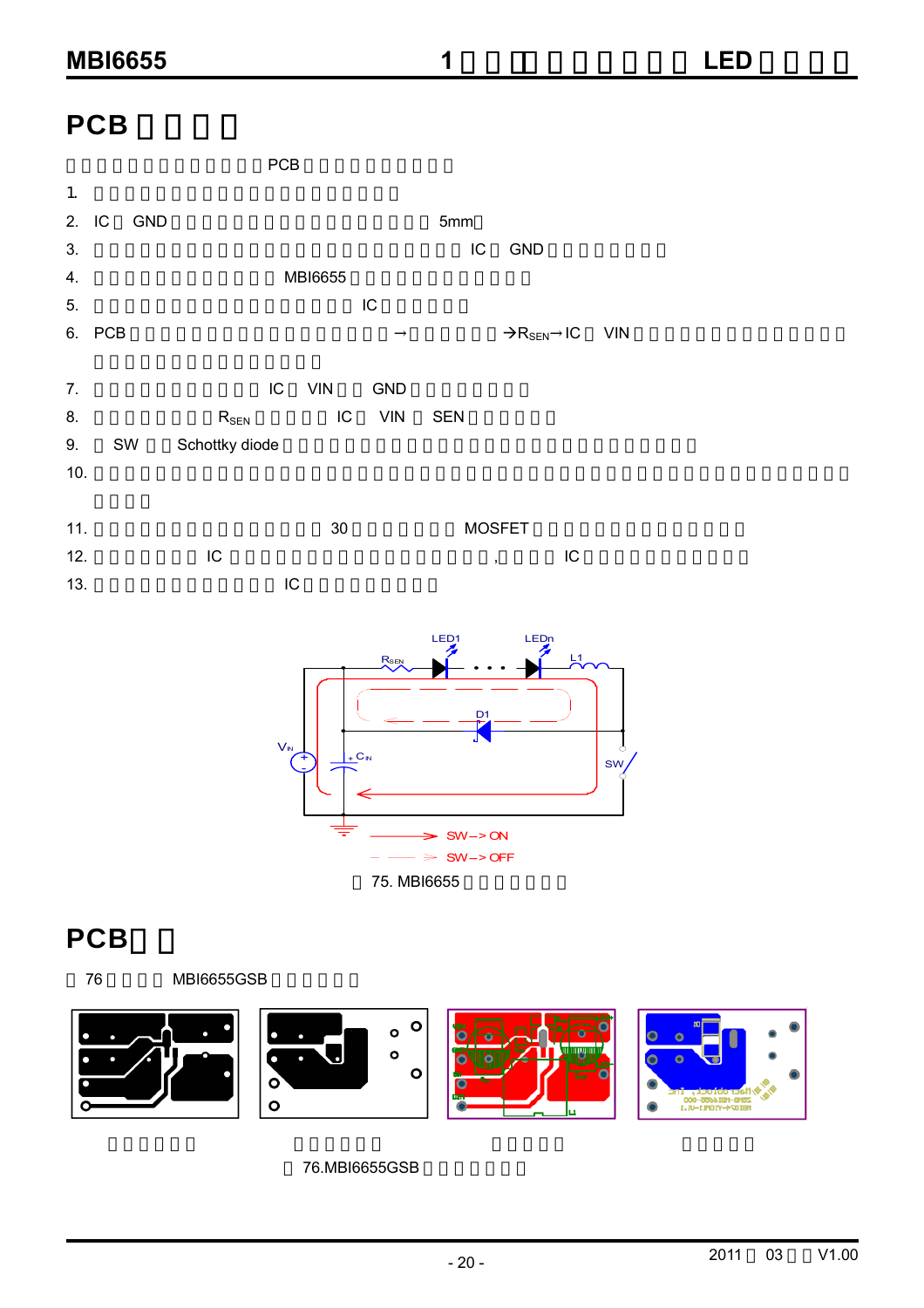# PCB □□□□

□□□□□□□□□□□□PCB□□□□□□□□□

1. □□□□□□□□□□□□□□□□□□□
2. IC□ GND□□□□□□□□□□□□□□□□□5mm□
3. □□□□□□□□□□□□□□□□□□□□□□IC□ GND□□□□□□□□
4. □□□□□□□□□□□MBI6655□□□□□□□□□□□
5. □□□□□□□□□□□□□□□□IC□□□□□
6. PCB□□□□□□□□□□□□□□□□□→□□□□□□→$R_{SEN}$→IC□ VIN□□□□□□□□□□□□□□□□□□□□□□□□□□□
7. □□□□□□□□□□IC□ VIN□□ GND□□□□□□□□
8. □□□□□□$R_{SEN}$□□□□□IC□ VIN□ SEN□□□□□
9. □ SW □□Schottky diode□□□□□□□□□□□□□□□□□□□□□□□□
10. □□□□□□□□□□□□□□□□□□□□□□□□□□□□□□□□□□□□□□□□□□□□
11. □□□□□□□□□□□□□□30□□□□□□MOSFET□□□□□□□□□□□□□□
12. □□□□□□IC□□□□□□□□□□□□□□□□□,□□□□IC□□□□□□□□□□□
13. □□□□□□□□□□□□IC□□□□□□□□□

□ 75. MBI6655□□□□□□□

# PCB□□

□ 76□□□□MBI6655GSB□□□□□□

□□□□□□ □□□□□□ □□□□□ □□□□□

□ 76.MBI6655GSB□□□□□□□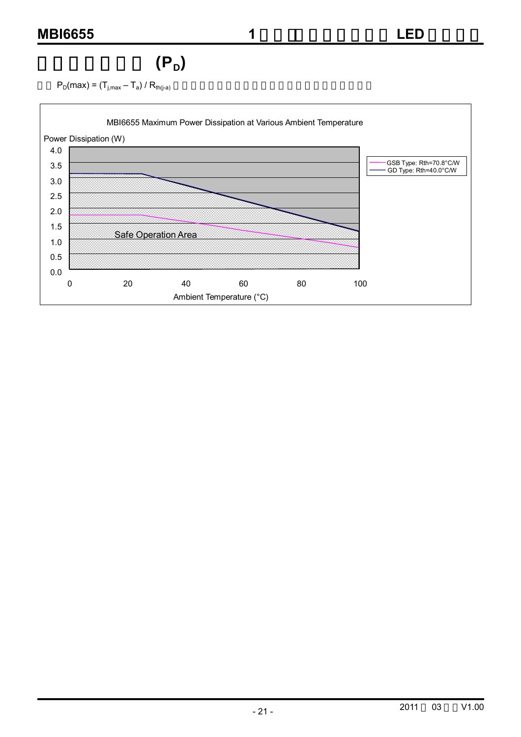# (P$_D$)

$P_D(max) = (T_{j,max} - T_a) / R_{th(j-a)}$

MBI6655 Maximum Power Dissipation at Various Ambient Temperature

Power Dissipation (W)

Safe Operation Area

GSB Type: Rth=70.8°C/W
GD Type: Rth=40.0°C/W

Ambient Temperature (°C)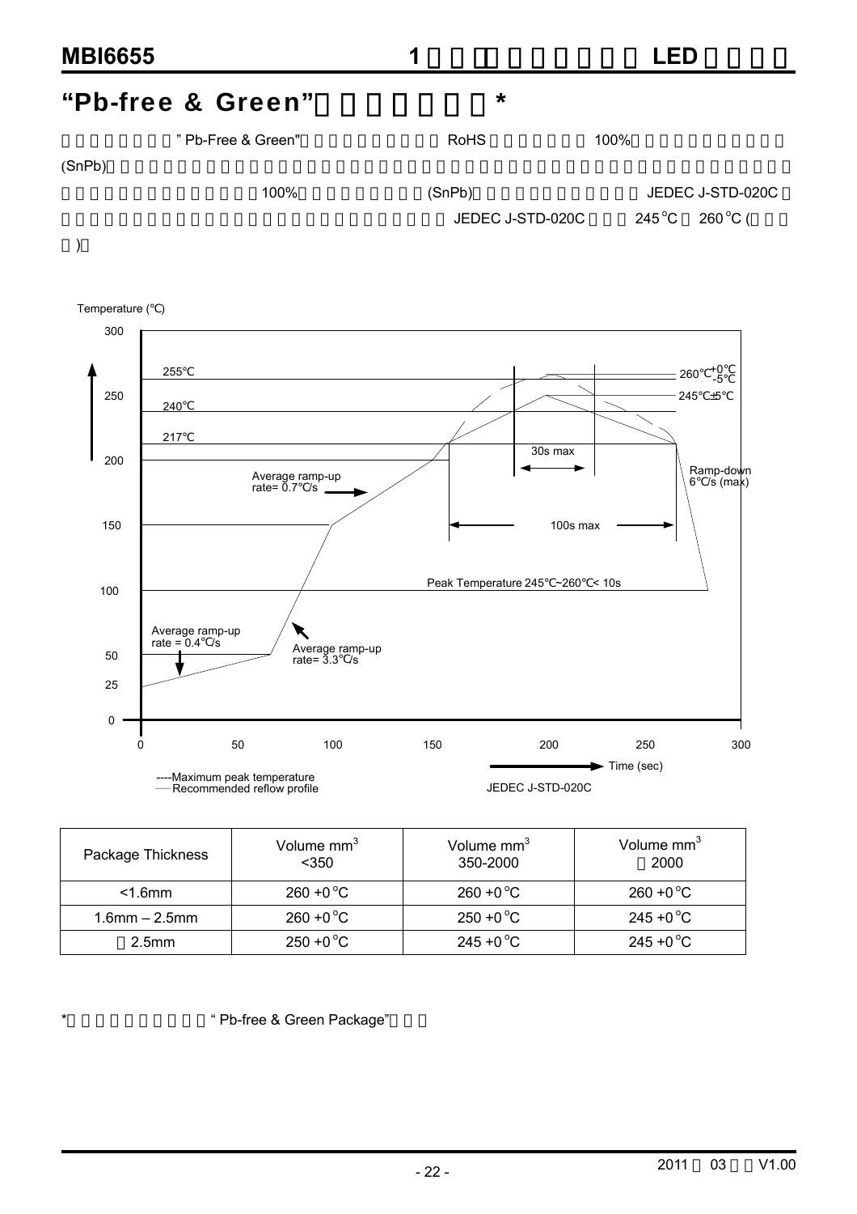## "Pb-free & Green" *

" Pb-Free & Green" RoHS 100% (SnPb) 100% (SnPb) JEDEC J-STD-020C JEDEC J-STD-020C 245°C 260°C ( )

Temperature (°C)

255°C, 240°C, 217°C

260°C +0°C/-5°C

245°C±5°C

30s max

100s max

Average ramp-up rate= 0.7°C/s

Ramp-down 6°C/s (max)

Peak Temperature 245°C~260°C< 10s

Average ramp-up rate = 0.4°C/s

Average ramp-up rate= 3.3°C/s

Time (sec)

----Maximum peak temperature
—Recommended reflow profile

JEDEC J-STD-020C

| Package Thickness | Volume mm³ <350 | Volume mm³ 350-2000 | Volume mm³ 2000 |
|---|---|---|---|
| <1.6mm | 260 +0°C | 260 +0°C | 260 +0°C |
| 1.6mm – 2.5mm | 260 +0°C | 250 +0°C | 245 +0°C |
| 2.5mm | 250 +0°C | 245 +0°C | 245 +0°C |

* " Pb-free & Green Package"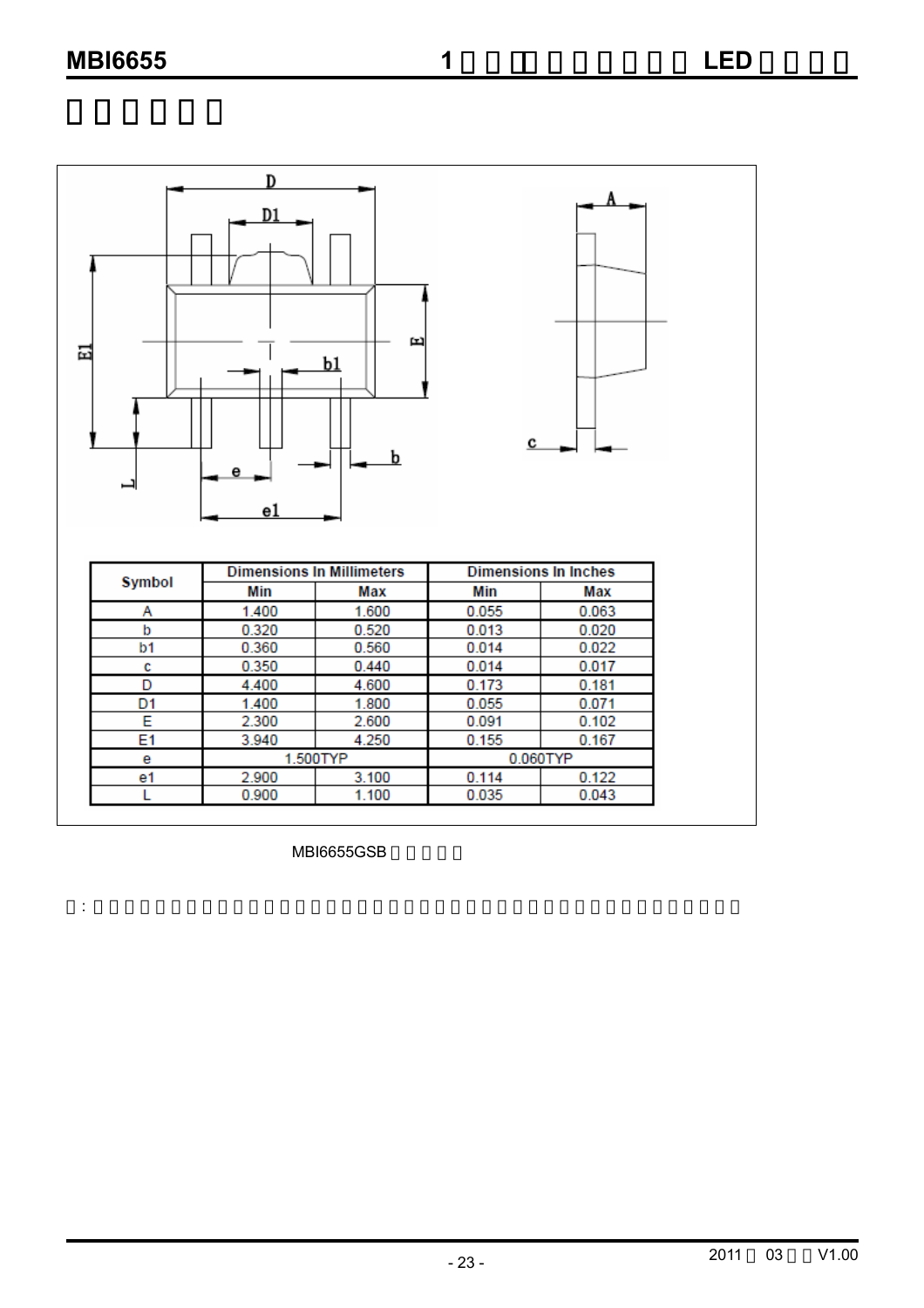| Symbol | Dimensions In Millimeters | | Dimensions In Inches | |
|---|---|---|---|---|
| | Min | Max | Min | Max |
| A | 1.400 | 1.600 | 0.055 | 0.063 |
| b | 0.320 | 0.520 | 0.013 | 0.020 |
| b1 | 0.360 | 0.560 | 0.014 | 0.022 |
| c | 0.350 | 0.440 | 0.014 | 0.017 |
| D | 4.400 | 4.600 | 0.173 | 0.181 |
| D1 | 1.400 | 1.800 | 0.055 | 0.071 |
| E | 2.300 | 2.600 | 0.091 | 0.102 |
| E1 | 3.940 | 4.250 | 0.155 | 0.167 |
| e | 1.500TYP | | 0.060TYP | |
| e1 | 2.900 | 3.100 | 0.114 | 0.122 |
| L | 0.900 | 1.100 | 0.035 | 0.043 |

MBI6655GSB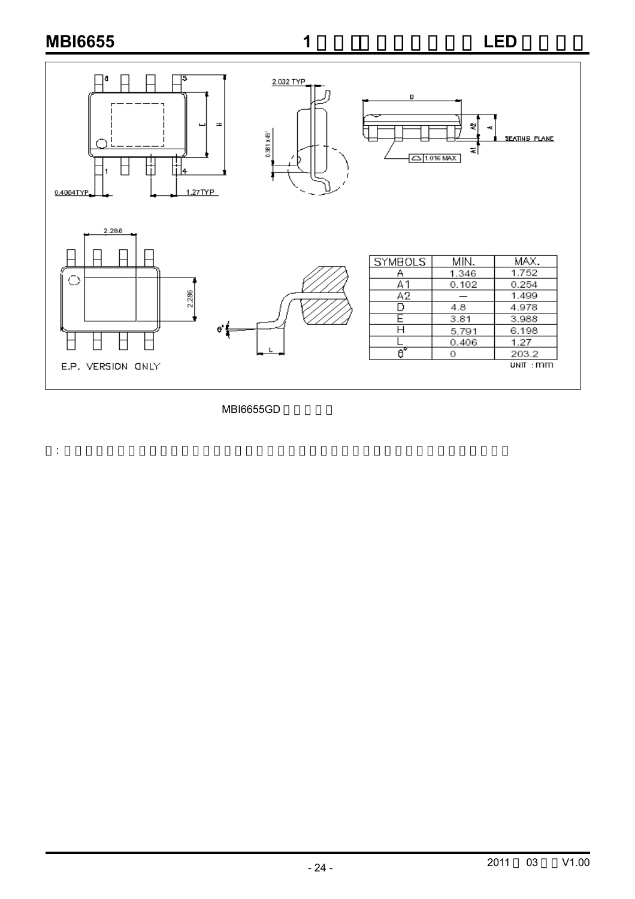| SYMBOLS | MIN. | MAX. |
|---|---|---|
| A | 1.346 | 1.752 |
| A1 | 0.102 | 0.254 |
| A2 | — | 1.499 |
| D | 4.8 | 4.978 |
| E | 3.81 | 3.988 |
| H | 5.791 | 6.198 |
| L | 0.406 | 1.27 |
| θ° | 0 | 203.2 |

UNIT : mm

E.P. VERSION ONLY

MBI6655GD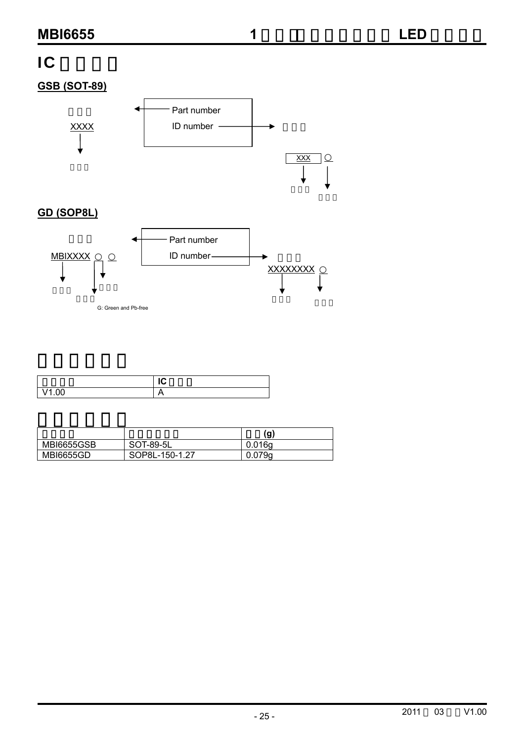# IC

## GSB (SOT-89)

XXXX

Part number

ID number

XXX ○

## GD (SOP8L)

MBIXXXX ○ ○

G: Green and Pb-free

Part number

ID number

XXXXXXXX ○

| | IC |
|---|---|
| V1.00 | A |

| | | (g) |
|---|---|---|
| MBI6655GSB | SOT-89-5L | 0.016g |
| MBI6655GD | SOP8L-150-1.27 | 0.079g |